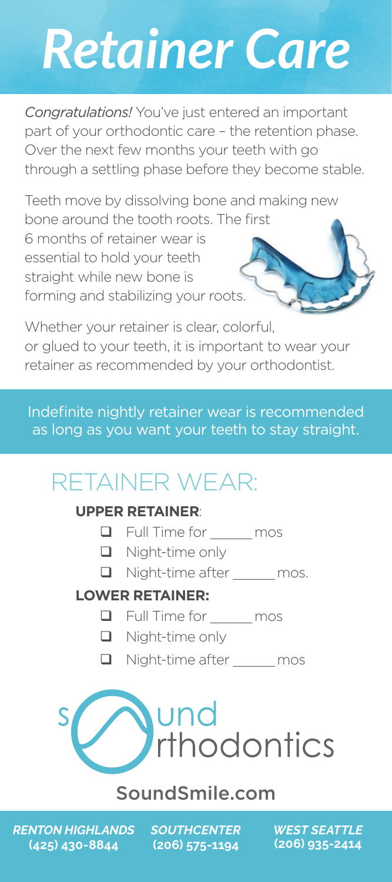# *Retainer Care*

*Congratulations!* You've just entered an important part of your orthodontic care – the retention phase. Over the next few months your teeth with go through a settling phase before they become stable.

Teeth move by dissolving bone and making new bone around the tooth roots. The first 6 months of retainer wear is essential to hold your teeth straight while new bone is forming and stabilizing your roots.

Whether your retainer is clear, colorful, or glued to your teeth, it is important to wear your retainer as recommended by your orthodontist.

Indefinite nightly retainer wear is recommended as long as you want your teeth to stay straight.

## RETAINER WEAR:

**UPPER RETAINER**:

- ☐ Full Time for ______ mos
- ☐ Night-time only
- ☐ Night-time after ______ mos.

**LOWER RETAINER:**

- ☐ Full Time for ______ mos
- ☐ Night-time only
- ☐ Night-time after ______ mos

Sound Orthodontics

**SoundSmile.com**

***RENTON HIGHLANDS*** **(425) 430-8844** ***SOUTHCENTER*** **(206) 575-1194** ***WEST SEATTLE*** **(206) 935-2414**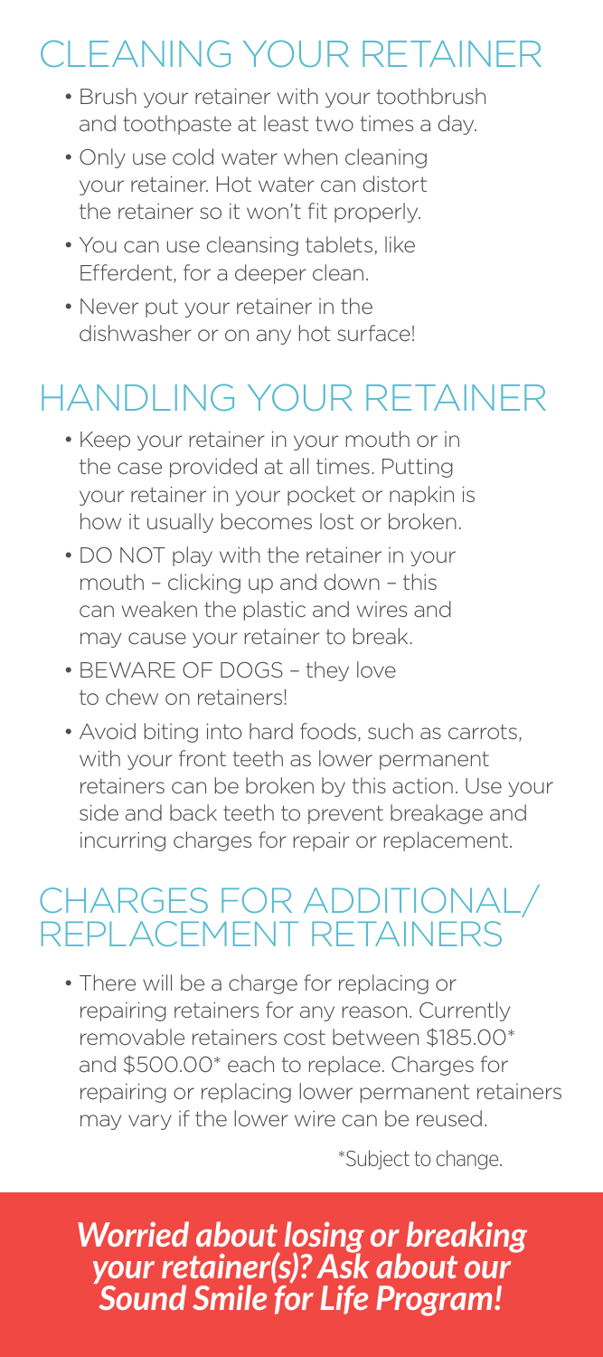# CLEANING YOUR RETAINER

- Brush your retainer with your toothbrush and toothpaste at least two times a day.
- Only use cold water when cleaning your retainer. Hot water can distort the retainer so it won't fit properly.
- You can use cleansing tablets, like Efferdent, for a deeper clean.
- Never put your retainer in the dishwasher or on any hot surface!

# HANDLING YOUR RETAINER

- Keep your retainer in your mouth or in the case provided at all times. Putting your retainer in your pocket or napkin is how it usually becomes lost or broken.
- DO NOT play with the retainer in your mouth – clicking up and down – this can weaken the plastic and wires and may cause your retainer to break.
- BEWARE OF DOGS – they love to chew on retainers!
- Avoid biting into hard foods, such as carrots, with your front teeth as lower permanent retainers can be broken by this action. Use your side and back teeth to prevent breakage and incurring charges for repair or replacement.

# CHARGES FOR ADDITIONAL/ REPLACEMENT RETAINERS

- There will be a charge for replacing or repairing retainers for any reason. Currently removable retainers cost between $185.00* and $500.00* each to replace. Charges for repairing or replacing lower permanent retainers may vary if the lower wire can be reused.

*Subject to change.

***Worried about losing or breaking your retainer(s)? Ask about our Sound Smile for Life Program!***